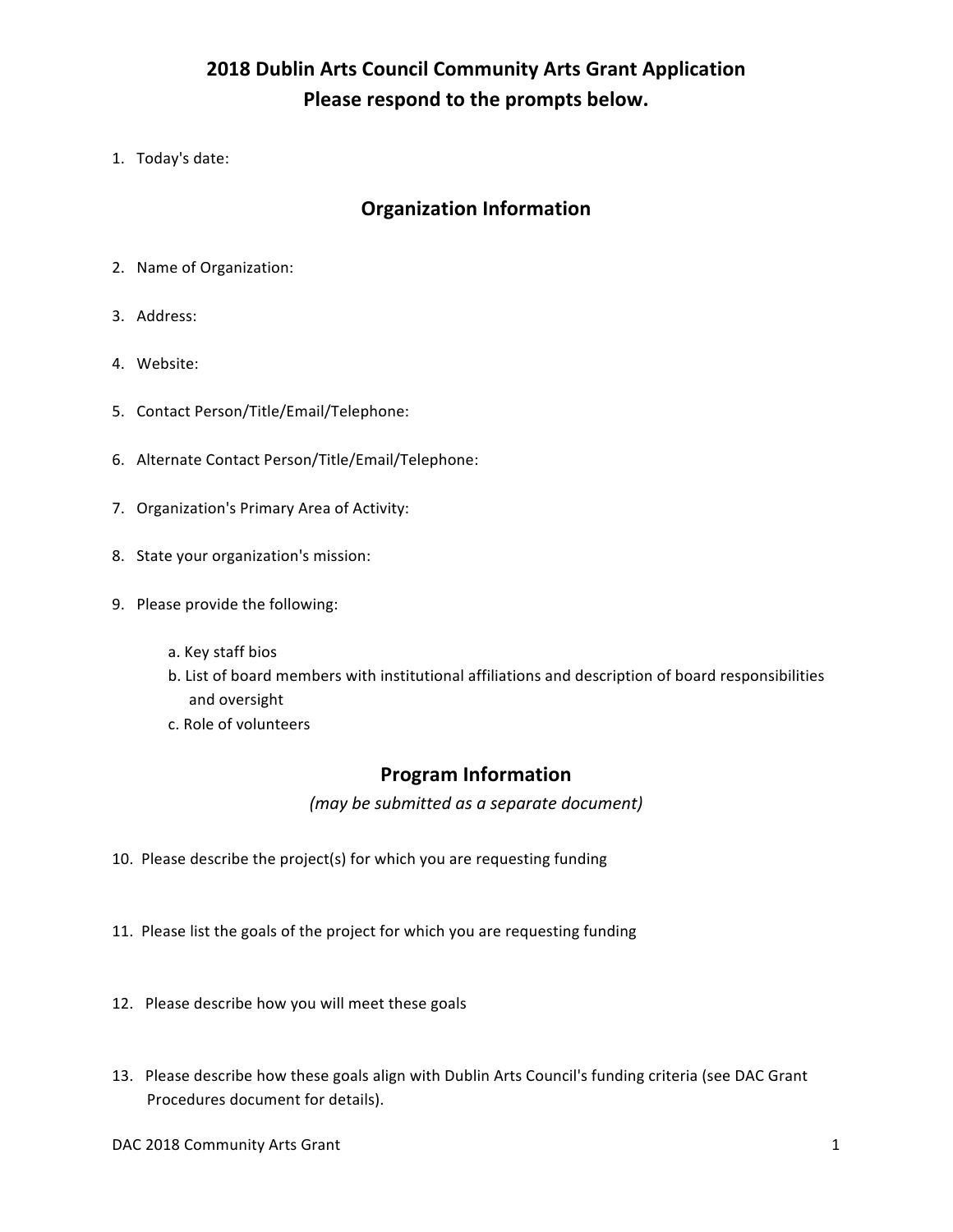# 2018 Dublin Arts Council Community Arts Grant Application
# Please respond to the prompts below.

1. Today's date:

## Organization Information

2. Name of Organization:
3. Address:
4. Website:
5. Contact Person/Title/Email/Telephone:
6. Alternate Contact Person/Title/Email/Telephone:
7. Organization's Primary Area of Activity:
8. State your organization's mission:
9. Please provide the following:
   - a. Key staff bios
   - b. List of board members with institutional affiliations and description of board responsibilities and oversight
   - c. Role of volunteers

## Program Information

*(may be submitted as a separate document)*

10. Please describe the project(s) for which you are requesting funding
11. Please list the goals of the project for which you are requesting funding
12. Please describe how you will meet these goals
13. Please describe how these goals align with Dublin Arts Council's funding criteria (see DAC Grant Procedures document for details).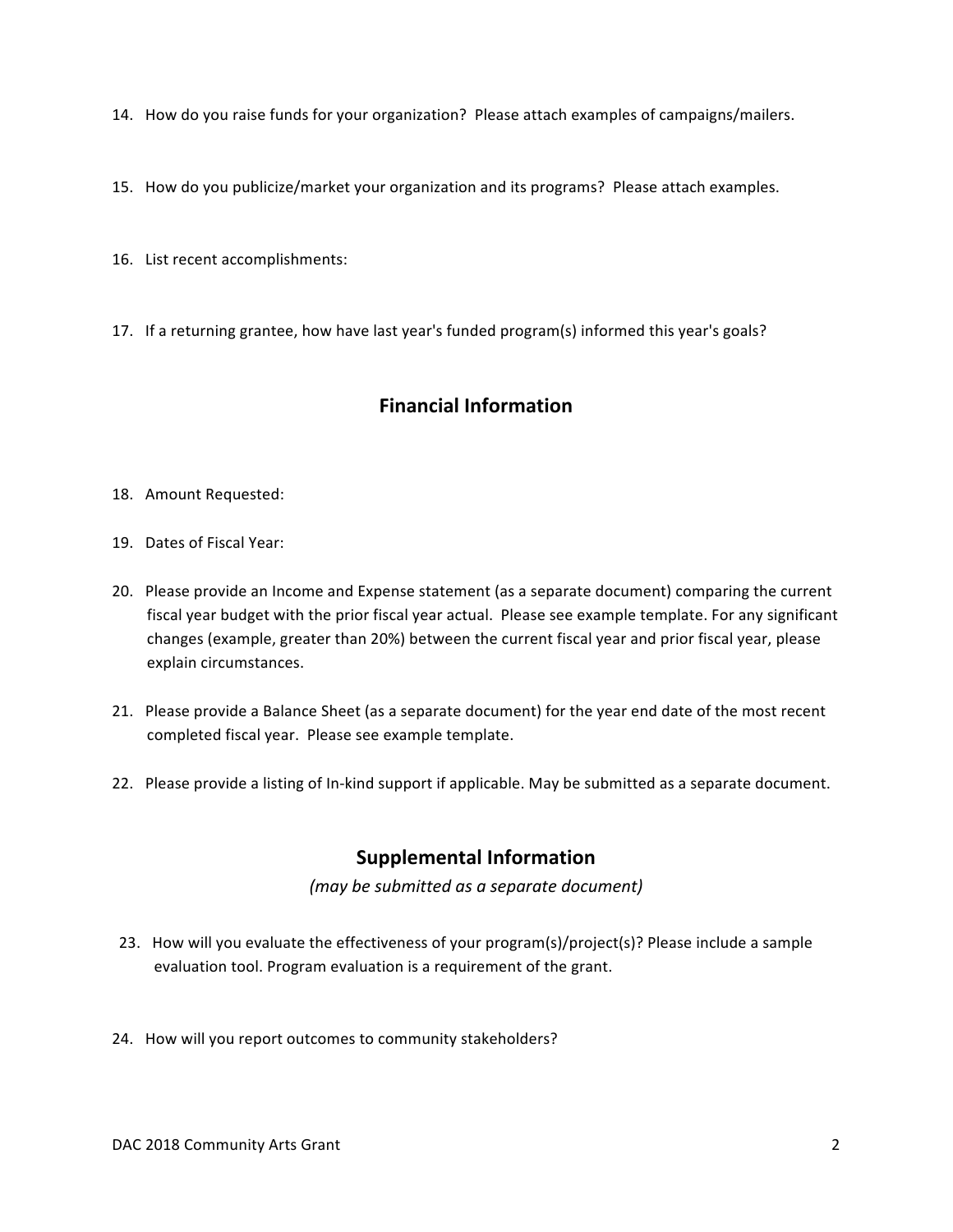14. How do you raise funds for your organization? Please attach examples of campaigns/mailers.

15. How do you publicize/market your organization and its programs? Please attach examples.

16. List recent accomplishments:

17. If a returning grantee, how have last year's funded program(s) informed this year's goals?

## Financial Information

18. Amount Requested:

19. Dates of Fiscal Year:

20. Please provide an Income and Expense statement (as a separate document) comparing the current fiscal year budget with the prior fiscal year actual. Please see example template. For any significant changes (example, greater than 20%) between the current fiscal year and prior fiscal year, please explain circumstances.

21. Please provide a Balance Sheet (as a separate document) for the year end date of the most recent completed fiscal year. Please see example template.

22. Please provide a listing of In-kind support if applicable. May be submitted as a separate document.

## Supplemental Information

*(may be submitted as a separate document)*

23. How will you evaluate the effectiveness of your program(s)/project(s)? Please include a sample evaluation tool. Program evaluation is a requirement of the grant.

24. How will you report outcomes to community stakeholders?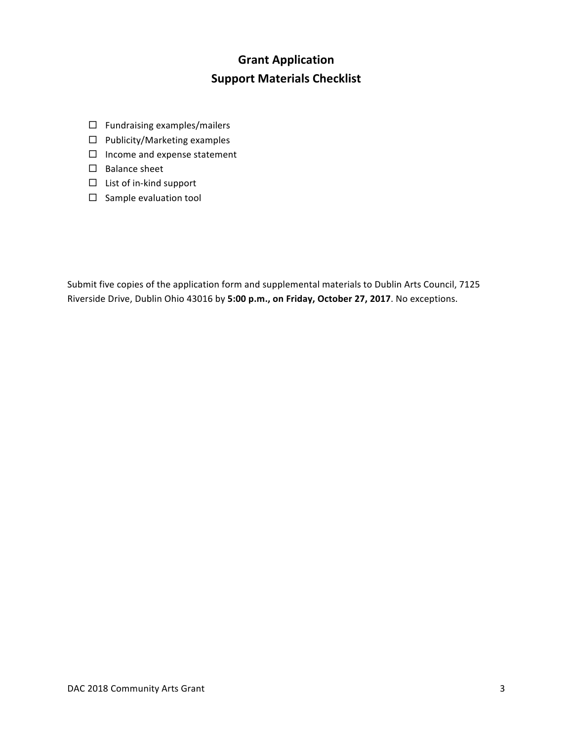# Grant Application
## Support Materials Checklist

- ☐ Fundraising examples/mailers
- ☐ Publicity/Marketing examples
- ☐ Income and expense statement
- ☐ Balance sheet
- ☐ List of in-kind support
- ☐ Sample evaluation tool

Submit five copies of the application form and supplemental materials to Dublin Arts Council, 7125 Riverside Drive, Dublin Ohio 43016 by **5:00 p.m., on Friday, October 27, 2017**. No exceptions.